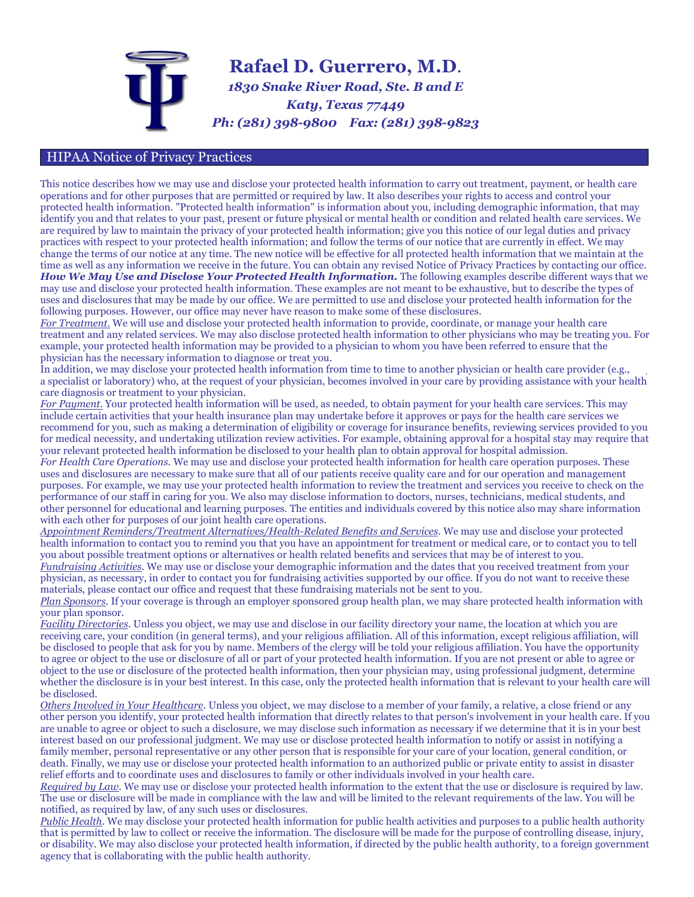# Rafael D. Guerrero, M.D.

*1830 Snake River Road, Ste. B and E*
*Katy, Texas 77449*
*Ph: (281) 398-9800  Fax: (281) 398-9823*

## HIPAA Notice of Privacy Practices

This notice describes how we may use and disclose your protected health information to carry out treatment, payment, or health care operations and for other purposes that are permitted or required by law. It also describes your rights to access and control your protected health information. "Protected health information" is information about you, including demographic information, that may identify you and that relates to your past, present or future physical or mental health or condition and related health care services. We are required by law to maintain the privacy of your protected health information; give you this notice of our legal duties and privacy practices with respect to your protected health information; and follow the terms of our notice that are currently in effect. We may change the terms of our notice at any time. The new notice will be effective for all protected health information that we maintain at the time as well as any information we receive in the future. You can obtain any revised Notice of Privacy Practices by contacting our office.

***How We May Use and Disclose Your Protected Health Information.*** The following examples describe different ways that we may use and disclose your protected health information. These examples are not meant to be exhaustive, but to describe the types of uses and disclosures that may be made by our office. We are permitted to use and disclose your protected health information for the following purposes. However, our office may never have reason to make some of these disclosures.

*For Treatment.* We will use and disclose your protected health information to provide, coordinate, or manage your health care treatment and any related services. We may also disclose protected health information to other physicians who may be treating you. For example, your protected health information may be provided to a physician to whom you have been referred to ensure that the physician has the necessary information to diagnose or treat you.

In addition, we may disclose your protected health information from time to time to another physician or health care provider (e.g., a specialist or laboratory) who, at the request of your physician, becomes involved in your care by providing assistance with your health care diagnosis or treatment to your physician.

*For Payment.* Your protected health information will be used, as needed, to obtain payment for your health care services. This may include certain activities that your health insurance plan may undertake before it approves or pays for the health care services we recommend for you, such as making a determination of eligibility or coverage for insurance benefits, reviewing services provided to you for medical necessity, and undertaking utilization review activities. For example, obtaining approval for a hospital stay may require that your relevant protected health information be disclosed to your health plan to obtain approval for hospital admission.

*For Health Care Operations.* We may use and disclose your protected health information for health care operation purposes. These uses and disclosures are necessary to make sure that all of our patients receive quality care and for our operation and management purposes. For example, we may use your protected health information to review the treatment and services you receive to check on the performance of our staff in caring for you. We also may disclose information to doctors, nurses, technicians, medical students, and other personnel for educational and learning purposes. The entities and individuals covered by this notice also may share information with each other for purposes of our joint health care operations.

*Appointment Reminders/Treatment Alternatives/Health-Related Benefits and Services.* We may use and disclose your protected health information to contact you to remind you that you have an appointment for treatment or medical care, or to contact you to tell you about possible treatment options or alternatives or health related benefits and services that may be of interest to you.

*Fundraising Activities.* We may use or disclose your demographic information and the dates that you received treatment from your physician, as necessary, in order to contact you for fundraising activities supported by our office. If you do not want to receive these materials, please contact our office and request that these fundraising materials not be sent to you.

*Plan Sponsors.* If your coverage is through an employer sponsored group health plan, we may share protected health information with your plan sponsor.

*Facility Directories.* Unless you object, we may use and disclose in our facility directory your name, the location at which you are receiving care, your condition (in general terms), and your religious affiliation. All of this information, except religious affiliation, will be disclosed to people that ask for you by name. Members of the clergy will be told your religious affiliation. You have the opportunity to agree or object to the use or disclosure of all or part of your protected health information. If you are not present or able to agree or object to the use or disclosure of the protected health information, then your physician may, using professional judgment, determine whether the disclosure is in your best interest. In this case, only the protected health information that is relevant to your health care will be disclosed.

*Others Involved in Your Healthcare.* Unless you object, we may disclose to a member of your family, a relative, a close friend or any other person you identify, your protected health information that directly relates to that person's involvement in your health care. If you are unable to agree or object to such a disclosure, we may disclose such information as necessary if we determine that it is in your best interest based on our professional judgment. We may use or disclose protected health information to notify or assist in notifying a family member, personal representative or any other person that is responsible for your care of your location, general condition, or death. Finally, we may use or disclose your protected health information to an authorized public or private entity to assist in disaster relief efforts and to coordinate uses and disclosures to family or other individuals involved in your health care.

*Required by Law.* We may use or disclose your protected health information to the extent that the use or disclosure is required by law. The use or disclosure will be made in compliance with the law and will be limited to the relevant requirements of the law. You will be notified, as required by law, of any such uses or disclosures.

*Public Health.* We may disclose your protected health information for public health activities and purposes to a public health authority that is permitted by law to collect or receive the information. The disclosure will be made for the purpose of controlling disease, injury, or disability. We may also disclose your protected health information, if directed by the public health authority, to a foreign government agency that is collaborating with the public health authority.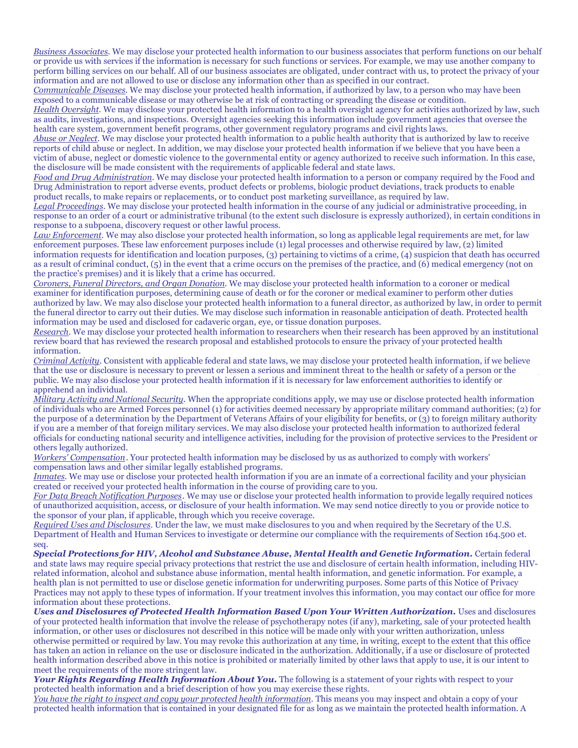*Business Associates*. We may disclose your protected health information to our business associates that perform functions on our behalf or provide us with services if the information is necessary for such functions or services. For example, we may use another company to perform billing services on our behalf. All of our business associates are obligated, under contract with us, to protect the privacy of your information and are not allowed to use or disclose any information other than as specified in our contract.

*Communicable Diseases*. We may disclose your protected health information, if authorized by law, to a person who may have been exposed to a communicable disease or may otherwise be at risk of contracting or spreading the disease or condition.

*Health Oversight*. We may disclose your protected health information to a health oversight agency for activities authorized by law, such as audits, investigations, and inspections. Oversight agencies seeking this information include government agencies that oversee the health care system, government benefit programs, other government regulatory programs and civil rights laws.

*Abuse or Neglect*. We may disclose your protected health information to a public health authority that is authorized by law to receive reports of child abuse or neglect. In addition, we may disclose your protected health information if we believe that you have been a victim of abuse, neglect or domestic violence to the governmental entity or agency authorized to receive such information. In this case, the disclosure will be made consistent with the requirements of applicable federal and state laws.

*Food and Drug Administration*. We may disclose your protected health information to a person or company required by the Food and Drug Administration to report adverse events, product defects or problems, biologic product deviations, track products to enable product recalls, to make repairs or replacements, or to conduct post marketing surveillance, as required by law.

*Legal Proceedings*. We may disclose your protected health information in the course of any judicial or administrative proceeding, in response to an order of a court or administrative tribunal (to the extent such disclosure is expressly authorized), in certain conditions in response to a subpoena, discovery request or other lawful process.

*Law Enforcement*. We may also disclose your protected health information, so long as applicable legal requirements are met, for law enforcement purposes. These law enforcement purposes include (1) legal processes and otherwise required by law, (2) limited information requests for identification and location purposes, (3) pertaining to victims of a crime, (4) suspicion that death has occurred as a result of criminal conduct, (5) in the event that a crime occurs on the premises of the practice, and (6) medical emergency (not on the practice's premises) and it is likely that a crime has occurred.

*Coroners, Funeral Directors, and Organ Donation*. We may disclose your protected health information to a coroner or medical examiner for identification purposes, determining cause of death or for the coroner or medical examiner to perform other duties authorized by law. We may also disclose your protected health information to a funeral director, as authorized by law, in order to permit the funeral director to carry out their duties. We may disclose such information in reasonable anticipation of death. Protected health information may be used and disclosed for cadaveric organ, eye, or tissue donation purposes.

*Research*. We may disclose your protected health information to researchers when their research has been approved by an institutional review board that has reviewed the research proposal and established protocols to ensure the privacy of your protected health information.

*Criminal Activity*. Consistent with applicable federal and state laws, we may disclose your protected health information, if we believe that the use or disclosure is necessary to prevent or lessen a serious and imminent threat to the health or safety of a person or the public. We may also disclose your protected health information if it is necessary for law enforcement authorities to identify or apprehend an individual.

*Military Activity and National Security*. When the appropriate conditions apply, we may use or disclose protected health information of individuals who are Armed Forces personnel (1) for activities deemed necessary by appropriate military command authorities; (2) for the purpose of a determination by the Department of Veterans Affairs of your eligibility for benefits, or (3) to foreign military authority if you are a member of that foreign military services. We may also disclose your protected health information to authorized federal officials for conducting national security and intelligence activities, including for the provision of protective services to the President or others legally authorized.

*Workers' Compensation*. Your protected health information may be disclosed by us as authorized to comply with workers' compensation laws and other similar legally established programs.

*Inmates*. We may use or disclose your protected health information if you are an inmate of a correctional facility and your physician created or received your protected health information in the course of providing care to you.

*For Data Breach Notification Purposes*. We may use or disclose your protected health information to provide legally required notices of unauthorized acquisition, access, or disclosure of your health information. We may send notice directly to you or provide notice to the sponsor of your plan, if applicable, through which you receive coverage.

*Required Uses and Disclosures*. Under the law, we must make disclosures to you and when required by the Secretary of the U.S. Department of Health and Human Services to investigate or determine our compliance with the requirements of Section 164.500 et. seq.

***Special Protections for HIV, Alcohol and Substance Abuse, Mental Health and Genetic Information.*** Certain federal and state laws may require special privacy protections that restrict the use and disclosure of certain health information, including HIV-related information, alcohol and substance abuse information, mental health information, and genetic information. For example, a health plan is not permitted to use or disclose genetic information for underwriting purposes. Some parts of this Notice of Privacy Practices may not apply to these types of information. If your treatment involves this information, you may contact our office for more information about these protections.

***Uses and Disclosures of Protected Health Information Based Upon Your Written Authorization.*** Uses and disclosures of your protected health information that involve the release of psychotherapy notes (if any), marketing, sale of your protected health information, or other uses or disclosures not described in this notice will be made only with your written authorization, unless otherwise permitted or required by law. You may revoke this authorization at any time, in writing, except to the extent that this office has taken an action in reliance on the use or disclosure indicated in the authorization. Additionally, if a use or disclosure of protected health information described above in this notice is prohibited or materially limited by other laws that apply to use, it is our intent to meet the requirements of the more stringent law.

***Your Rights Regarding Health Information About You.*** The following is a statement of your rights with respect to your protected health information and a brief description of how you may exercise these rights.

*You have the right to inspect and copy your protected health information*. This means you may inspect and obtain a copy of your protected health information that is contained in your designated file for as long as we maintain the protected health information. A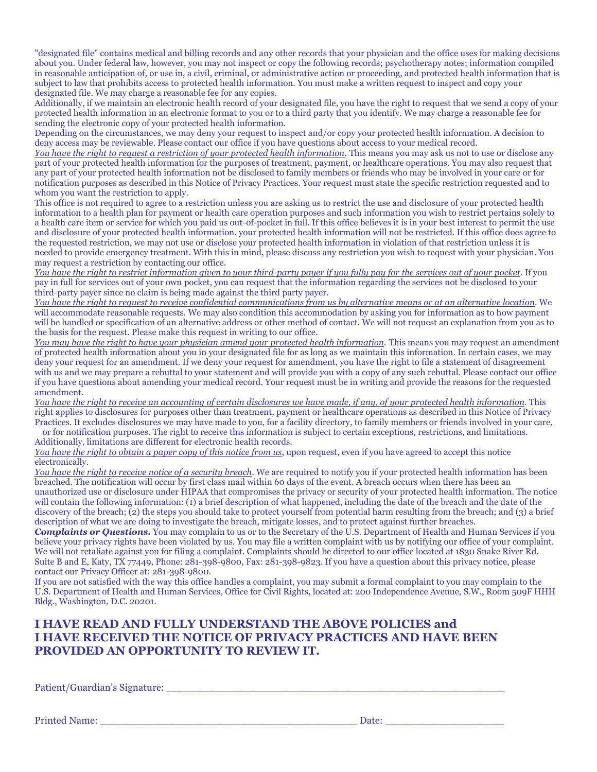"designated file" contains medical and billing records and any other records that your physician and the office uses for making decisions about you. Under federal law, however, you may not inspect or copy the following records; psychotherapy notes; information compiled in reasonable anticipation of, or use in, a civil, criminal, or administrative action or proceeding, and protected health information that is subject to law that prohibits access to protected health information. You must make a written request to inspect and copy your designated file. We may charge a reasonable fee for any copies.

Additionally, if we maintain an electronic health record of your designated file, you have the right to request that we send a copy of your protected health information in an electronic format to you or to a third party that you identify. We may charge a reasonable fee for sending the electronic copy of your protected health information.

Depending on the circumstances, we may deny your request to inspect and/or copy your protected health information. A decision to deny access may be reviewable. Please contact our office if you have questions about access to your medical record.

*You have the right to request a restriction of your protected health information.* This means you may ask us not to use or disclose any part of your protected health information for the purposes of treatment, payment, or healthcare operations. You may also request that any part of your protected health information not be disclosed to family members or friends who may be involved in your care or for notification purposes as described in this Notice of Privacy Practices. Your request must state the specific restriction requested and to whom you want the restriction to apply.

This office is not required to agree to a restriction unless you are asking us to restrict the use and disclosure of your protected health information to a health plan for payment or health care operation purposes and such information you wish to restrict pertains solely to a health care item or service for which you paid us out-of-pocket in full. If this office believes it is in your best interest to permit the use and disclosure of your protected health information, your protected health information will not be restricted. If this office does agree to the requested restriction, we may not use or disclose your protected health information in violation of that restriction unless it is needed to provide emergency treatment. With this in mind, please discuss any restriction you wish to request with your physician. You may request a restriction by contacting our office.

*You have the right to restrict information given to your third-party payer if you fully pay for the services out of your pocket.* If you pay in full for services out of your own pocket, you can request that the information regarding the services not be disclosed to your third-party payer since no claim is being made against the third party payer.

*You have the right to request to receive confidential communications from us by alternative means or at an alternative location.* We will accommodate reasonable requests. We may also condition this accommodation by asking you for information as to how payment will be handled or specification of an alternative address or other method of contact. We will not request an explanation from you as to the basis for the request. Please make this request in writing to our office.

*You may have the right to have your physician amend your protected health information.* This means you may request an amendment of protected health information about you in your designated file for as long as we maintain this information. In certain cases, we may deny your request for an amendment. If we deny your request for amendment, you have the right to file a statement of disagreement with us and we may prepare a rebuttal to your statement and will provide you with a copy of any such rebuttal. Please contact our office if you have questions about amending your medical record. Your request must be in writing and provide the reasons for the requested amendment.

*You have the right to receive an accounting of certain disclosures we have made, if any, of your protected health information.* This right applies to disclosures for purposes other than treatment, payment or healthcare operations as described in this Notice of Privacy Practices. It excludes disclosures we may have made to you, for a facility directory, to family members or friends involved in your care, or for notification purposes. The right to receive this information is subject to certain exceptions, restrictions, and limitations. Additionally, limitations are different for electronic health records.

*You have the right to obtain a paper copy of this notice from us*, upon request, even if you have agreed to accept this notice electronically.

*You have the right to receive notice of a security breach.* We are required to notify you if your protected health information has been breached. The notification will occur by first class mail within 60 days of the event. A breach occurs when there has been an unauthorized use or disclosure under HIPAA that compromises the privacy or security of your protected health information. The notice will contain the following information: (1) a brief description of what happened, including the date of the breach and the date of the discovery of the breach; (2) the steps you should take to protect yourself from potential harm resulting from the breach; and (3) a brief description of what we are doing to investigate the breach, mitigate losses, and to protect against further breaches.

***Complaints or Questions.*** You may complain to us or to the Secretary of the U.S. Department of Health and Human Services if you believe your privacy rights have been violated by us. You may file a written complaint with us by notifying our office of your complaint. We will not retaliate against you for filing a complaint. Complaints should be directed to our office located at 1830 Snake River Rd. Suite B and E, Katy, TX 77449, Phone: 281-398-9800, Fax: 281-398-9823. If you have a question about this privacy notice, please contact our Privacy Officer at: 281-398-9800.

If you are not satisfied with the way this office handles a complaint, you may submit a formal complaint to you may complain to the U.S. Department of Health and Human Services, Office for Civil Rights, located at: 200 Independence Avenue, S.W., Room 509F HHH Bldg., Washington, D.C. 20201.

## I HAVE READ AND FULLY UNDERSTAND THE ABOVE POLICIES and I HAVE RECEIVED THE NOTICE OF PRIVACY PRACTICES AND HAVE BEEN PROVIDED AN OPPORTUNITY TO REVIEW IT.

Patient/Guardian's Signature: ____________________________________________________

Printed Name: ________________________________________ Date: ____________________